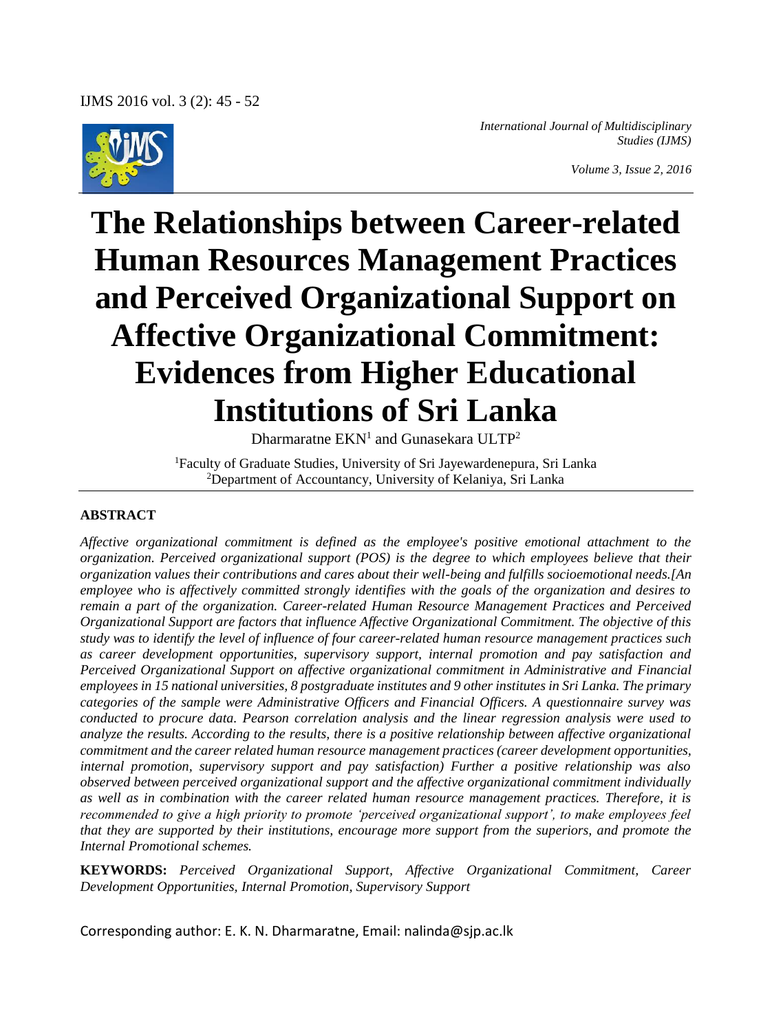*International Journal of Multidisciplinary Studies (IJMS)*

*Volume 3, Issue 2, 2016*

# The Relationships between Career-related Human Resources Management Practices and Perceived Organizational Support on Affective Organizational Commitment: Evidences from Higher Educational Institutions of Sri Lanka

Dharmaratne EKN[1] and Gunasekara ULTP[2]

[1]Faculty of Graduate Studies, University of Sri Jayewardenepura, Sri Lanka
[2]Department of Accountancy, University of Kelaniya, Sri Lanka

## ABSTRACT

*Affective organizational commitment is defined as the employee's positive emotional attachment to the organization. Perceived organizational support (POS) is the degree to which employees believe that their organization values their contributions and cares about their well-being and fulfills socioemotional needs.[An employee who is affectively committed strongly identifies with the goals of the organization and desires to remain a part of the organization. Career-related Human Resource Management Practices and Perceived Organizational Support are factors that influence Affective Organizational Commitment. The objective of this study was to identify the level of influence of four career-related human resource management practices such as career development opportunities, supervisory support, internal promotion and pay satisfaction and Perceived Organizational Support on affective organizational commitment in Administrative and Financial employees in 15 national universities, 8 postgraduate institutes and 9 other institutes in Sri Lanka. The primary categories of the sample were Administrative Officers and Financial Officers. A questionnaire survey was conducted to procure data. Pearson correlation analysis and the linear regression analysis were used to analyze the results. According to the results, there is a positive relationship between affective organizational commitment and the career related human resource management practices (career development opportunities, internal promotion, supervisory support and pay satisfaction) Further a positive relationship was also observed between perceived organizational support and the affective organizational commitment individually as well as in combination with the career related human resource management practices. Therefore, it is recommended to give a high priority to promote 'perceived organizational support', to make employees feel that they are supported by their institutions, encourage more support from the superiors, and promote the Internal Promotional schemes.*

**KEYWORDS:** *Perceived Organizational Support, Affective Organizational Commitment, Career Development Opportunities, Internal Promotion, Supervisory Support*

Corresponding author: E. K. N. Dharmaratne, Email: nalinda@sjp.ac.lk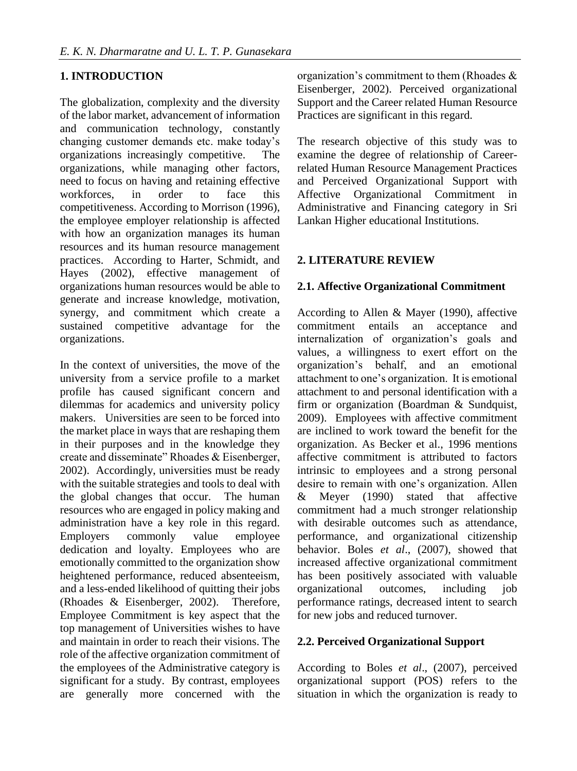## 1. INTRODUCTION

The globalization, complexity and the diversity of the labor market, advancement of information and communication technology, constantly changing customer demands etc. make today's organizations increasingly competitive. The organizations, while managing other factors, need to focus on having and retaining effective workforces, in order to face this competitiveness. According to Morrison (1996), the employee employer relationship is affected with how an organization manages its human resources and its human resource management practices. According to Harter, Schmidt, and Hayes (2002), effective management of organizations human resources would be able to generate and increase knowledge, motivation, synergy, and commitment which create a sustained competitive advantage for the organizations.

In the context of universities, the move of the university from a service profile to a market profile has caused significant concern and dilemmas for academics and university policy makers. Universities are seen to be forced into the market place in ways that are reshaping them in their purposes and in the knowledge they create and disseminate" Rhoades & Eisenberger, 2002). Accordingly, universities must be ready with the suitable strategies and tools to deal with the global changes that occur. The human resources who are engaged in policy making and administration have a key role in this regard. Employers commonly value employee dedication and loyalty. Employees who are emotionally committed to the organization show heightened performance, reduced absenteeism, and a less-ended likelihood of quitting their jobs (Rhoades & Eisenberger, 2002). Therefore, Employee Commitment is key aspect that the top management of Universities wishes to have and maintain in order to reach their visions. The role of the affective organization commitment of the employees of the Administrative category is significant for a study. By contrast, employees are generally more concerned with the organization's commitment to them (Rhoades & Eisenberger, 2002). Perceived organizational Support and the Career related Human Resource Practices are significant in this regard.

The research objective of this study was to examine the degree of relationship of Career-related Human Resource Management Practices and Perceived Organizational Support with Affective Organizational Commitment in Administrative and Financing category in Sri Lankan Higher educational Institutions.

## 2. LITERATURE REVIEW

### 2.1. Affective Organizational Commitment

According to Allen & Mayer (1990), affective commitment entails an acceptance and internalization of organization's goals and values, a willingness to exert effort on the organization's behalf, and an emotional attachment to one's organization. It is emotional attachment to and personal identification with a firm or organization (Boardman & Sundquist, 2009). Employees with affective commitment are inclined to work toward the benefit for the organization. As Becker et al., 1996 mentions affective commitment is attributed to factors intrinsic to employees and a strong personal desire to remain with one's organization. Allen & Meyer (1990) stated that affective commitment had a much stronger relationship with desirable outcomes such as attendance, performance, and organizational citizenship behavior. Boles *et al*., (2007), showed that increased affective organizational commitment has been positively associated with valuable organizational outcomes, including job performance ratings, decreased intent to search for new jobs and reduced turnover.

### 2.2. Perceived Organizational Support

According to Boles *et al*., (2007), perceived organizational support (POS) refers to the situation in which the organization is ready to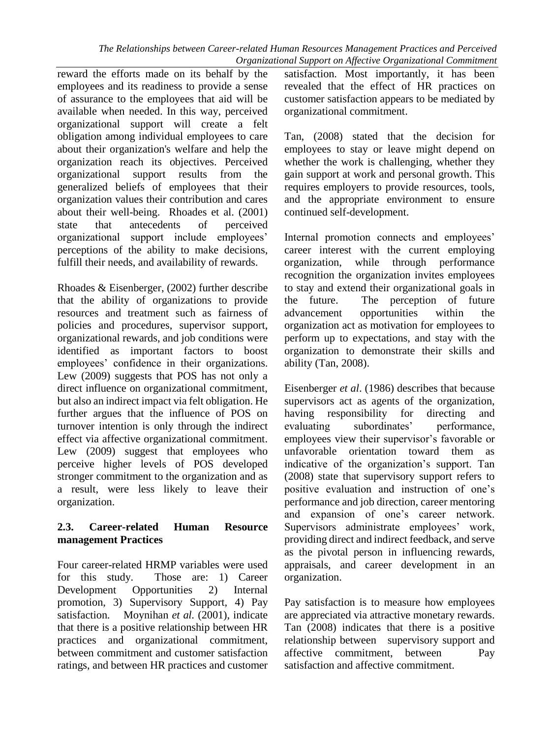reward the efforts made on its behalf by the employees and its readiness to provide a sense of assurance to the employees that aid will be available when needed. In this way, perceived organizational support will create a felt obligation among individual employees to care about their organization's welfare and help the organization reach its objectives. Perceived organizational support results from the generalized beliefs of employees that their organization values their contribution and cares about their well-being. Rhoades et al. (2001) state that antecedents of perceived organizational support include employees' perceptions of the ability to make decisions, fulfill their needs, and availability of rewards.

Rhoades & Eisenberger, (2002) further describe that the ability of organizations to provide resources and treatment such as fairness of policies and procedures, supervisor support, organizational rewards, and job conditions were identified as important factors to boost employees' confidence in their organizations. Lew (2009) suggests that POS has not only a direct influence on organizational commitment, but also an indirect impact via felt obligation. He further argues that the influence of POS on turnover intention is only through the indirect effect via affective organizational commitment. Lew (2009) suggest that employees who perceive higher levels of POS developed stronger commitment to the organization and as a result, were less likely to leave their organization.

### 2.3. Career-related Human Resource management Practices

Four career-related HRMP variables were used for this study. Those are: 1) Career Development Opportunities 2) Internal promotion, 3) Supervisory Support, 4) Pay satisfaction. Moynihan *et al.* (2001), indicate that there is a positive relationship between HR practices and organizational commitment, between commitment and customer satisfaction ratings, and between HR practices and customer satisfaction. Most importantly, it has been revealed that the effect of HR practices on customer satisfaction appears to be mediated by organizational commitment.

Tan, (2008) stated that the decision for employees to stay or leave might depend on whether the work is challenging, whether they gain support at work and personal growth. This requires employers to provide resources, tools, and the appropriate environment to ensure continued self-development.

Internal promotion connects and employees' career interest with the current employing organization, while through performance recognition the organization invites employees to stay and extend their organizational goals in the future. The perception of future advancement opportunities within the organization act as motivation for employees to perform up to expectations, and stay with the organization to demonstrate their skills and ability (Tan, 2008).

Eisenberger *et al*. (1986) describes that because supervisors act as agents of the organization, having responsibility for directing and evaluating subordinates' performance, employees view their supervisor's favorable or unfavorable orientation toward them as indicative of the organization's support. Tan (2008) state that supervisory support refers to positive evaluation and instruction of one's performance and job direction, career mentoring and expansion of one's career network. Supervisors administrate employees' work, providing direct and indirect feedback, and serve as the pivotal person in influencing rewards, appraisals, and career development in an organization.

Pay satisfaction is to measure how employees are appreciated via attractive monetary rewards. Tan (2008) indicates that there is a positive relationship between supervisory support and affective commitment, between Pay satisfaction and affective commitment.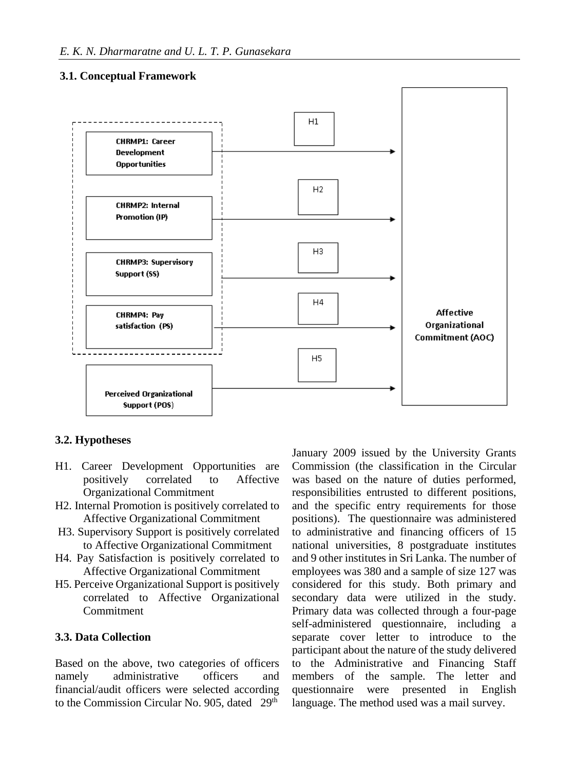### 3.1. Conceptual Framework

CHRMP1: Career Development Opportunities

CHRMP2: Internal Promotion (IP)

CHRMP3: Supervisory Support (SS)

CHRMP4: Pay satisfaction (PS)

Perceived Organizational Support (POS)

H1

H2

H3

H4

H5

Affective Organizational Commitment (AOC)

### 3.2. Hypotheses

- H1. Career Development Opportunities are positively correlated to Affective Organizational Commitment
- H2. Internal Promotion is positively correlated to Affective Organizational Commitment
- H3. Supervisory Support is positively correlated to Affective Organizational Commitment
- H4. Pay Satisfaction is positively correlated to Affective Organizational Commitment
- H5. Perceive Organizational Support is positively correlated to Affective Organizational Commitment

### 3.3. Data Collection

Based on the above, two categories of officers namely administrative officers and financial/audit officers were selected according to the Commission Circular No. 905, dated 29th January 2009 issued by the University Grants Commission (the classification in the Circular was based on the nature of duties performed, responsibilities entrusted to different positions, and the specific entry requirements for those positions). The questionnaire was administered to administrative and financing officers of 15 national universities, 8 postgraduate institutes and 9 other institutes in Sri Lanka. The number of employees was 380 and a sample of size 127 was considered for this study. Both primary and secondary data were utilized in the study. Primary data was collected through a four-page self-administered questionnaire, including a separate cover letter to introduce to the participant about the nature of the study delivered to the Administrative and Financing Staff members of the sample. The letter and questionnaire were presented in English language. The method used was a mail survey.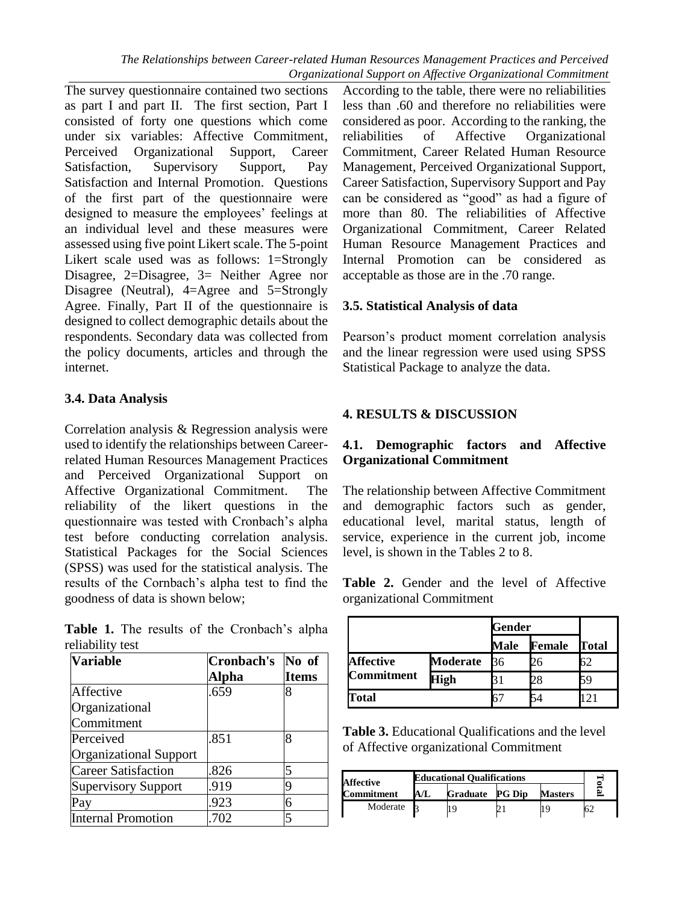The survey questionnaire contained two sections as part I and part II. The first section, Part I consisted of forty one questions which come under six variables: Affective Commitment, Perceived Organizational Support, Career Satisfaction, Supervisory Support, Pay Satisfaction and Internal Promotion. Questions of the first part of the questionnaire were designed to measure the employees' feelings at an individual level and these measures were assessed using five point Likert scale. The 5-point Likert scale used was as follows: 1=Strongly Disagree, 2=Disagree, 3= Neither Agree nor Disagree (Neutral), 4=Agree and 5=Strongly Agree. Finally, Part II of the questionnaire is designed to collect demographic details about the respondents. Secondary data was collected from the policy documents, articles and through the internet.

### 3.4. Data Analysis

Correlation analysis & Regression analysis were used to identify the relationships between Career-related Human Resources Management Practices and Perceived Organizational Support on Affective Organizational Commitment. The reliability of the likert questions in the questionnaire was tested with Cronbach's alpha test before conducting correlation analysis. Statistical Packages for the Social Sciences (SPSS) was used for the statistical analysis. The results of the Cornbach's alpha test to find the goodness of data is shown below;

**Table 1.** The results of the Cronbach's alpha reliability test

| Variable | Cronbach's Alpha | No of Items |
|---|---|---|
| Affective Organizational Commitment | .659 | 8 |
| Perceived Organizational Support | .851 | 8 |
| Career Satisfaction | .826 | 5 |
| Supervisory Support | .919 | 9 |
| Pay | .923 | 6 |
| Internal Promotion | .702 | 5 |

According to the table, there were no reliabilities less than .60 and therefore no reliabilities were considered as poor. According to the ranking, the reliabilities of Affective Organizational Commitment, Career Related Human Resource Management, Perceived Organizational Support, Career Satisfaction, Supervisory Support and Pay can be considered as "good" as had a figure of more than 80. The reliabilities of Affective Organizational Commitment, Career Related Human Resource Management Practices and Internal Promotion can be considered as acceptable as those are in the .70 range.

### 3.5. Statistical Analysis of data

Pearson's product moment correlation analysis and the linear regression were used using SPSS Statistical Package to analyze the data.

## 4. RESULTS & DISCUSSION

### 4.1. Demographic factors and Affective Organizational Commitment

The relationship between Affective Commitment and demographic factors such as gender, educational level, marital status, length of service, experience in the current job, income level, is shown in the Tables 2 to 8.

**Table 2.** Gender and the level of Affective organizational Commitment

| | | Gender | | |
|---|---|---|---|---|
| | | Male | Female | Total |
| Affective Commitment | Moderate | 36 | 26 | 62 |
| | High | 31 | 28 | 59 |
| Total | | 67 | 54 | 121 |

**Table 3.** Educational Qualifications and the level of Affective organizational Commitment

| Affective Commitment | Educational Qualifications | | | | Total |
|---|---|---|---|---|---|
| | A/L | Graduate | PG Dip | Masters | |
| Moderate | 3 | 19 | 21 | 19 | 62 |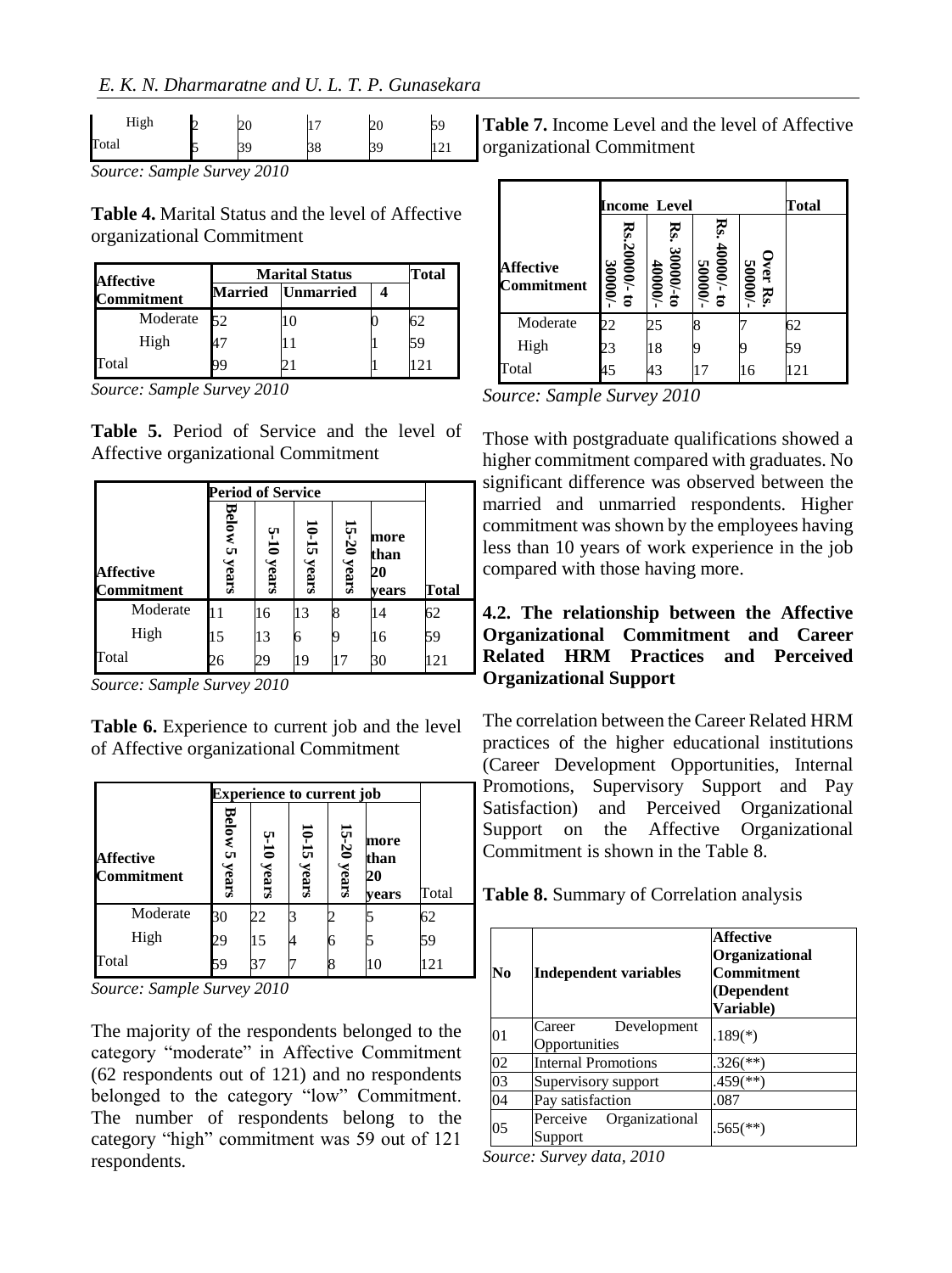| High | 2 | 20 | 17 | 20 | 59 |
|---|---|---|---|---|---|
| Total | 5 | 39 | 38 | 39 | 121 |

*Source: Sample Survey 2010*

**Table 4.** Marital Status and the level of Affective organizational Commitment

| Affective Commitment | Marital Status | | | Total |
|---|---|---|---|---|
| | Married | Unmarried | 4 | |
| Moderate | 52 | 10 | 0 | 62 |
| High | 47 | 11 | 1 | 59 |
| Total | 99 | 21 | 1 | 121 |

*Source: Sample Survey 2010*

**Table 5.** Period of Service and the level of Affective organizational Commitment

| Affective Commitment | Period of Service | | | | | Total |
|---|---|---|---|---|---|---|
| | Below 5 years | 5-10 years | 10-15 years | 15-20 years | more than 20 years | |
| Moderate | 11 | 16 | 13 | 8 | 14 | 62 |
| High | 15 | 13 | 6 | 9 | 16 | 59 |
| Total | 26 | 29 | 19 | 17 | 30 | 121 |

*Source: Sample Survey 2010*

**Table 6.** Experience to current job and the level of Affective organizational Commitment

| Affective Commitment | Experience to current job | | | | | Total |
|---|---|---|---|---|---|---|
| | Below 5 years | 5-10 years | 10-15 years | 15-20 years | more than 20 years | |
| Moderate | 30 | 22 | 3 | 2 | 5 | 62 |
| High | 29 | 15 | 4 | 6 | 5 | 59 |
| Total | 59 | 37 | 7 | 8 | 10 | 121 |

*Source: Sample Survey 2010*

The majority of the respondents belonged to the category "moderate" in Affective Commitment (62 respondents out of 121) and no respondents belonged to the category "low" Commitment. The number of respondents belong to the category "high" commitment was 59 out of 121 respondents.

**Table 7.** Income Level and the level of Affective organizational Commitment

| Affective Commitment | Income Level | | | | Total |
|---|---|---|---|---|---|
| | Rs.20000/- to 30000/- | Rs. 30000/-to 40000/- | Rs. 40000/- to 50000/- | Over Rs. 50000/- | |
| Moderate | 22 | 25 | 8 | 7 | 62 |
| High | 23 | 18 | 9 | 9 | 59 |
| Total | 45 | 43 | 17 | 16 | 121 |

*Source: Sample Survey 2010*

Those with postgraduate qualifications showed a higher commitment compared with graduates. No significant difference was observed between the married and unmarried respondents. Higher commitment was shown by the employees having less than 10 years of work experience in the job compared with those having more.

### 4.2. The relationship between the Affective Organizational Commitment and Career Related HRM Practices and Perceived Organizational Support

The correlation between the Career Related HRM practices of the higher educational institutions (Career Development Opportunities, Internal Promotions, Supervisory Support and Pay Satisfaction) and Perceived Organizational Support on the Affective Organizational Commitment is shown in the Table 8.

**Table 8.** Summary of Correlation analysis

| No | Independent variables | Affective Organizational Commitment (Dependent Variable) |
|---|---|---|
| 01 | Career Development Opportunities | .189(*) |
| 02 | Internal Promotions | .326(**) |
| 03 | Supervisory support | .459(**) |
| 04 | Pay satisfaction | .087 |
| 05 | Perceive Organizational Support | .565(**) |

*Source: Survey data, 2010*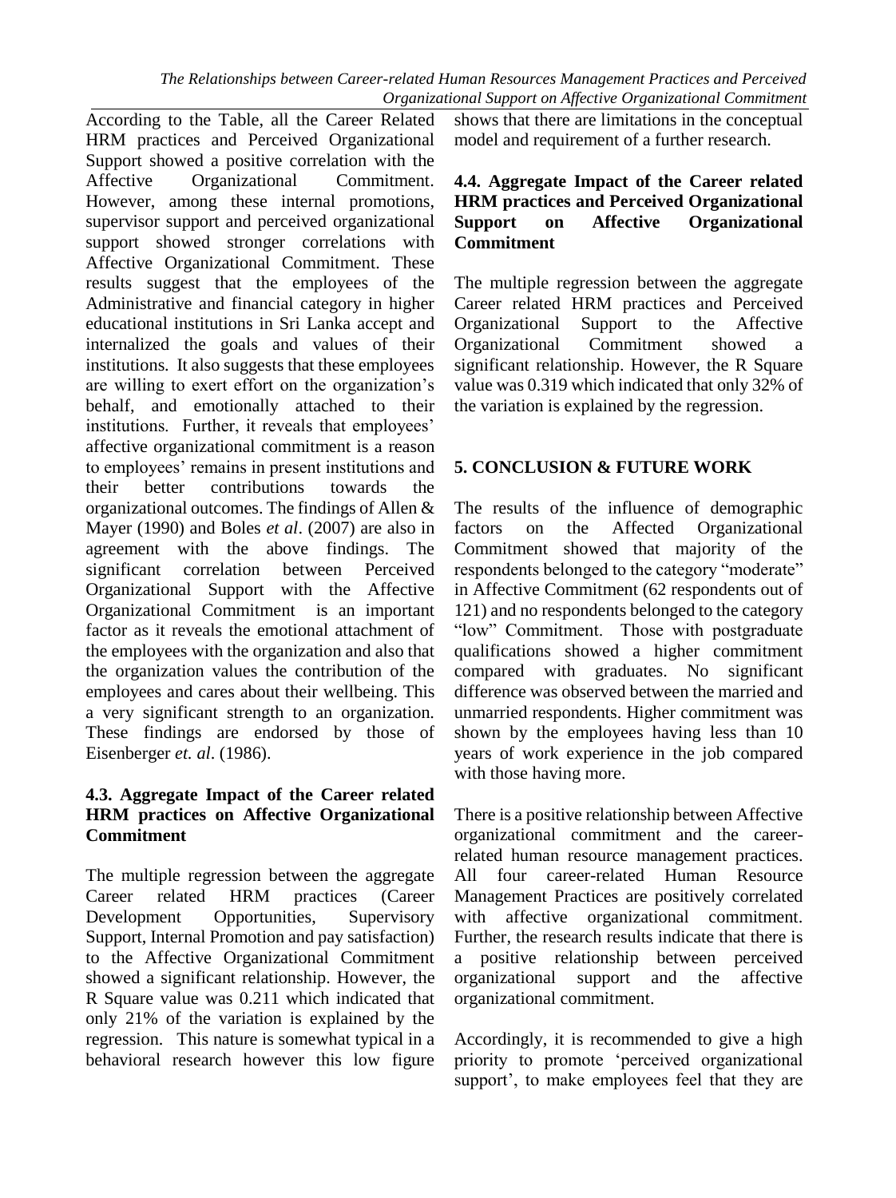According to the Table, all the Career Related HRM practices and Perceived Organizational Support showed a positive correlation with the Affective Organizational Commitment. However, among these internal promotions, supervisor support and perceived organizational support showed stronger correlations with Affective Organizational Commitment. These results suggest that the employees of the Administrative and financial category in higher educational institutions in Sri Lanka accept and internalized the goals and values of their institutions. It also suggests that these employees are willing to exert effort on the organization's behalf, and emotionally attached to their institutions. Further, it reveals that employees' affective organizational commitment is a reason to employees' remains in present institutions and their better contributions towards the organizational outcomes. The findings of Allen & Mayer (1990) and Boles *et al*. (2007) are also in agreement with the above findings. The significant correlation between Perceived Organizational Support with the Affective Organizational Commitment is an important factor as it reveals the emotional attachment of the employees with the organization and also that the organization values the contribution of the employees and cares about their wellbeing. This a very significant strength to an organization. These findings are endorsed by those of Eisenberger *et. al*. (1986).

### 4.3. Aggregate Impact of the Career related HRM practices on Affective Organizational Commitment

The multiple regression between the aggregate Career related HRM practices (Career Development Opportunities, Supervisory Support, Internal Promotion and pay satisfaction) to the Affective Organizational Commitment showed a significant relationship. However, the R Square value was 0.211 which indicated that only 21% of the variation is explained by the regression. This nature is somewhat typical in a behavioral research however this low figure shows that there are limitations in the conceptual model and requirement of a further research.

### 4.4. Aggregate Impact of the Career related HRM practices and Perceived Organizational Support on Affective Organizational Commitment

The multiple regression between the aggregate Career related HRM practices and Perceived Organizational Support to the Affective Organizational Commitment showed a significant relationship. However, the R Square value was 0.319 which indicated that only 32% of the variation is explained by the regression.

## 5. CONCLUSION & FUTURE WORK

The results of the influence of demographic factors on the Affected Organizational Commitment showed that majority of the respondents belonged to the category "moderate" in Affective Commitment (62 respondents out of 121) and no respondents belonged to the category "low" Commitment. Those with postgraduate qualifications showed a higher commitment compared with graduates. No significant difference was observed between the married and unmarried respondents. Higher commitment was shown by the employees having less than 10 years of work experience in the job compared with those having more.

There is a positive relationship between Affective organizational commitment and the career-related human resource management practices. All four career-related Human Resource Management Practices are positively correlated with affective organizational commitment. Further, the research results indicate that there is a positive relationship between perceived organizational support and the affective organizational commitment.

Accordingly, it is recommended to give a high priority to promote 'perceived organizational support', to make employees feel that they are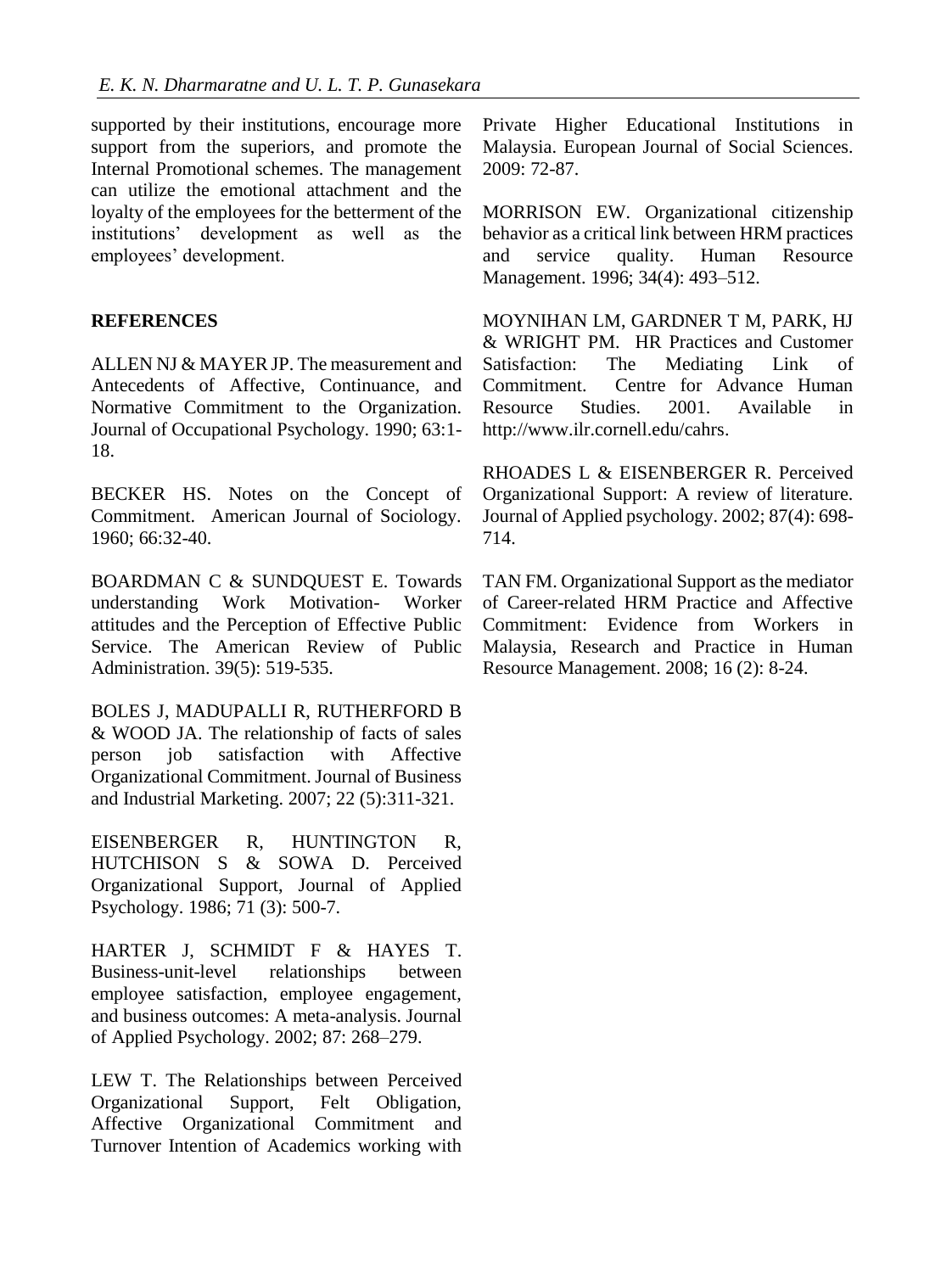supported by their institutions, encourage more support from the superiors, and promote the Internal Promotional schemes. The management can utilize the emotional attachment and the loyalty of the employees for the betterment of the institutions' development as well as the employees' development.

## REFERENCES

ALLEN NJ & MAYER JP. The measurement and Antecedents of Affective, Continuance, and Normative Commitment to the Organization. Journal of Occupational Psychology. 1990; 63:1-18.

BECKER HS. Notes on the Concept of Commitment. American Journal of Sociology. 1960; 66:32-40.

BOARDMAN C & SUNDQUEST E. Towards understanding Work Motivation- Worker attitudes and the Perception of Effective Public Service. The American Review of Public Administration. 39(5): 519-535.

BOLES J, MADUPALLI R, RUTHERFORD B & WOOD JA. The relationship of facts of sales person job satisfaction with Affective Organizational Commitment. Journal of Business and Industrial Marketing. 2007; 22 (5):311-321.

EISENBERGER R, HUNTINGTON R, HUTCHISON S & SOWA D. Perceived Organizational Support, Journal of Applied Psychology. 1986; 71 (3): 500-7.

HARTER J, SCHMIDT F & HAYES T. Business-unit-level relationships between employee satisfaction, employee engagement, and business outcomes: A meta-analysis. Journal of Applied Psychology. 2002; 87: 268–279.

LEW T. The Relationships between Perceived Organizational Support, Felt Obligation, Affective Organizational Commitment and Turnover Intention of Academics working with Private Higher Educational Institutions in Malaysia. European Journal of Social Sciences. 2009: 72-87.

MORRISON EW. Organizational citizenship behavior as a critical link between HRM practices and service quality. Human Resource Management. 1996; 34(4): 493–512.

MOYNIHAN LM, GARDNER T M, PARK, HJ & WRIGHT PM. HR Practices and Customer Satisfaction: The Mediating Link of Commitment. Centre for Advance Human Resource Studies. 2001. Available in http://www.ilr.cornell.edu/cahrs.

RHOADES L & EISENBERGER R. Perceived Organizational Support: A review of literature. Journal of Applied psychology. 2002; 87(4): 698-714.

TAN FM. Organizational Support as the mediator of Career-related HRM Practice and Affective Commitment: Evidence from Workers in Malaysia, Research and Practice in Human Resource Management. 2008; 16 (2): 8-24.